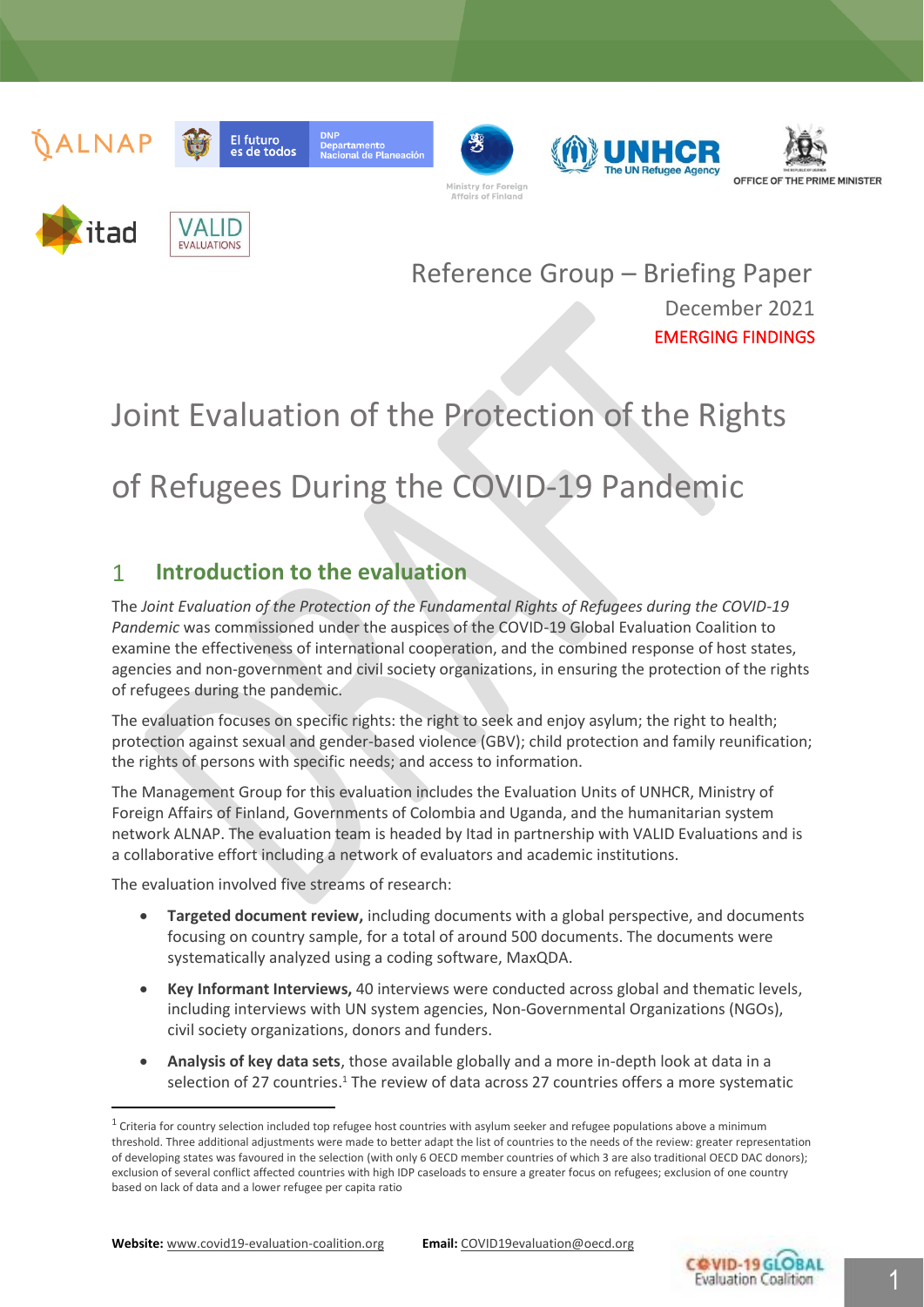Reference Group – Briefing Paper

December 2021

EMERGING FINDINGS

# Joint Evaluation of the Protection of the Rights of Refugees During the COVID-19 Pandemic

## 1 Introduction to the evaluation

The *Joint Evaluation of the Protection of the Fundamental Rights of Refugees during the COVID-19 Pandemic* was commissioned under the auspices of the COVID-19 Global Evaluation Coalition to examine the effectiveness of international cooperation, and the combined response of host states, agencies and non-government and civil society organizations, in ensuring the protection of the rights of refugees during the pandemic.

The evaluation focuses on specific rights: the right to seek and enjoy asylum; the right to health; protection against sexual and gender-based violence (GBV); child protection and family reunification; the rights of persons with specific needs; and access to information.

The Management Group for this evaluation includes the Evaluation Units of UNHCR, Ministry of Foreign Affairs of Finland, Governments of Colombia and Uganda, and the humanitarian system network ALNAP. The evaluation team is headed by Itad in partnership with VALID Evaluations and is a collaborative effort including a network of evaluators and academic institutions.

The evaluation involved five streams of research:

- **Targeted document review,** including documents with a global perspective, and documents focusing on country sample, for a total of around 500 documents. The documents were systematically analyzed using a coding software, MaxQDA.
- **Key Informant Interviews,** 40 interviews were conducted across global and thematic levels, including interviews with UN system agencies, Non-Governmental Organizations (NGOs), civil society organizations, donors and funders.
- **Analysis of key data sets**, those available globally and a more in-depth look at data in a selection of 27 countries.[1] The review of data across 27 countries offers a more systematic

[1] Criteria for country selection included top refugee host countries with asylum seeker and refugee populations above a minimum threshold. Three additional adjustments were made to better adapt the list of countries to the needs of the review: greater representation of developing states was favoured in the selection (with only 6 OECD member countries of which 3 are also traditional OECD DAC donors); exclusion of several conflict affected countries with high IDP caseloads to ensure a greater focus on refugees; exclusion of one country based on lack of data and a lower refugee per capita ratio

**Website:** www.covid19-evaluation-coalition.org **Email:** COVID19evaluation@oecd.org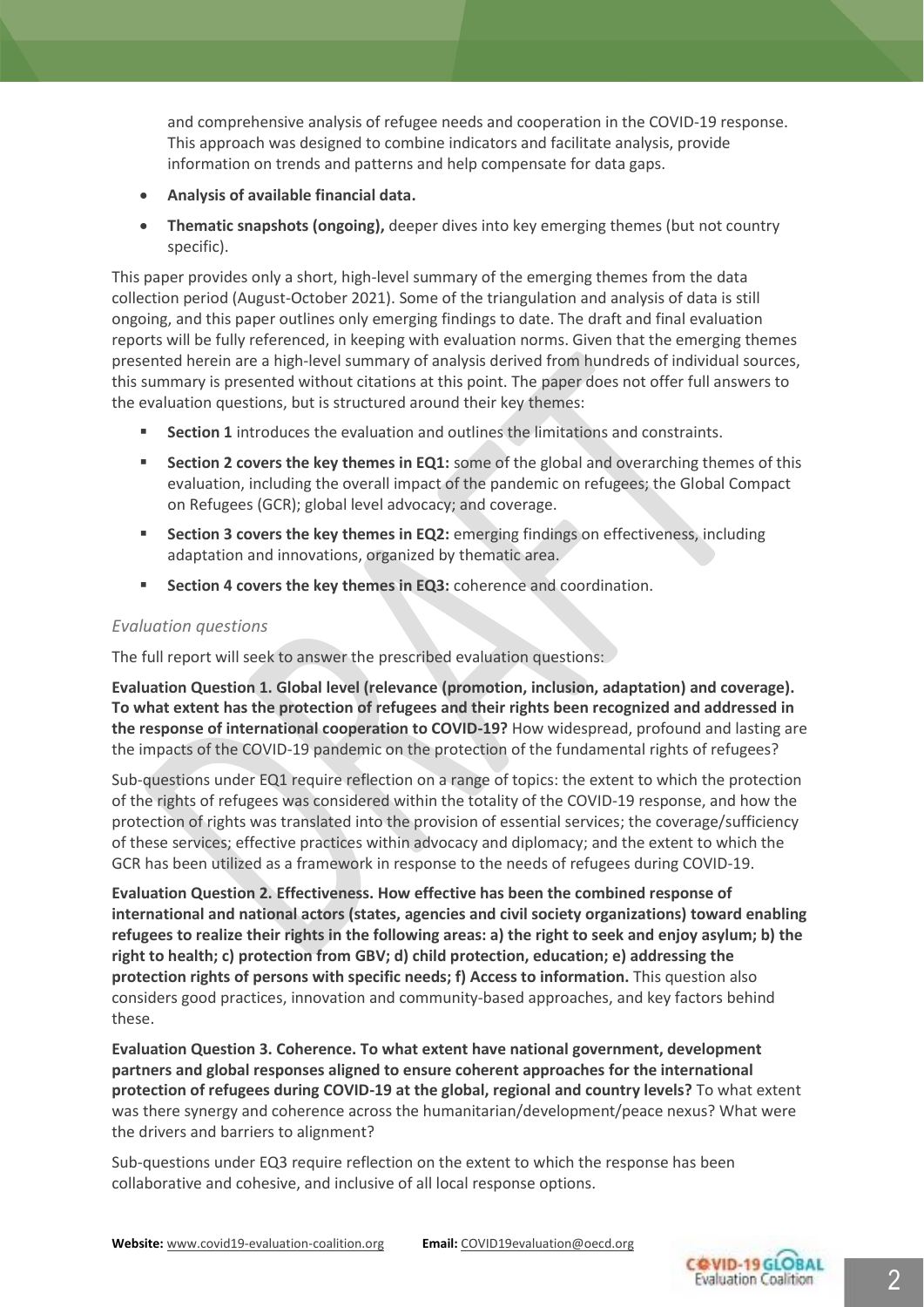and comprehensive analysis of refugee needs and cooperation in the COVID-19 response. This approach was designed to combine indicators and facilitate analysis, provide information on trends and patterns and help compensate for data gaps.

- **Analysis of available financial data.**
- **Thematic snapshots (ongoing),** deeper dives into key emerging themes (but not country specific).

This paper provides only a short, high-level summary of the emerging themes from the data collection period (August-October 2021). Some of the triangulation and analysis of data is still ongoing, and this paper outlines only emerging findings to date. The draft and final evaluation reports will be fully referenced, in keeping with evaluation norms. Given that the emerging themes presented herein are a high-level summary of analysis derived from hundreds of individual sources, this summary is presented without citations at this point. The paper does not offer full answers to the evaluation questions, but is structured around their key themes:

- **Section 1** introduces the evaluation and outlines the limitations and constraints.
- **Section 2 covers the key themes in EQ1:** some of the global and overarching themes of this evaluation, including the overall impact of the pandemic on refugees; the Global Compact on Refugees (GCR); global level advocacy; and coverage.
- **Section 3 covers the key themes in EQ2:** emerging findings on effectiveness, including adaptation and innovations, organized by thematic area.
- **Section 4 covers the key themes in EQ3:** coherence and coordination.

### *Evaluation questions*

The full report will seek to answer the prescribed evaluation questions:

**Evaluation Question 1. Global level (relevance (promotion, inclusion, adaptation) and coverage). To what extent has the protection of refugees and their rights been recognized and addressed in the response of international cooperation to COVID-19?** How widespread, profound and lasting are the impacts of the COVID-19 pandemic on the protection of the fundamental rights of refugees?

Sub-questions under EQ1 require reflection on a range of topics: the extent to which the protection of the rights of refugees was considered within the totality of the COVID-19 response, and how the protection of rights was translated into the provision of essential services; the coverage/sufficiency of these services; effective practices within advocacy and diplomacy; and the extent to which the GCR has been utilized as a framework in response to the needs of refugees during COVID-19.

**Evaluation Question 2. Effectiveness. How effective has been the combined response of international and national actors (states, agencies and civil society organizations) toward enabling refugees to realize their rights in the following areas: a) the right to seek and enjoy asylum; b) the right to health; c) protection from GBV; d) child protection, education; e) addressing the protection rights of persons with specific needs; f) Access to information.** This question also considers good practices, innovation and community-based approaches, and key factors behind these.

**Evaluation Question 3. Coherence. To what extent have national government, development partners and global responses aligned to ensure coherent approaches for the international protection of refugees during COVID-19 at the global, regional and country levels?** To what extent was there synergy and coherence across the humanitarian/development/peace nexus? What were the drivers and barriers to alignment?

Sub-questions under EQ3 require reflection on the extent to which the response has been collaborative and cohesive, and inclusive of all local response options.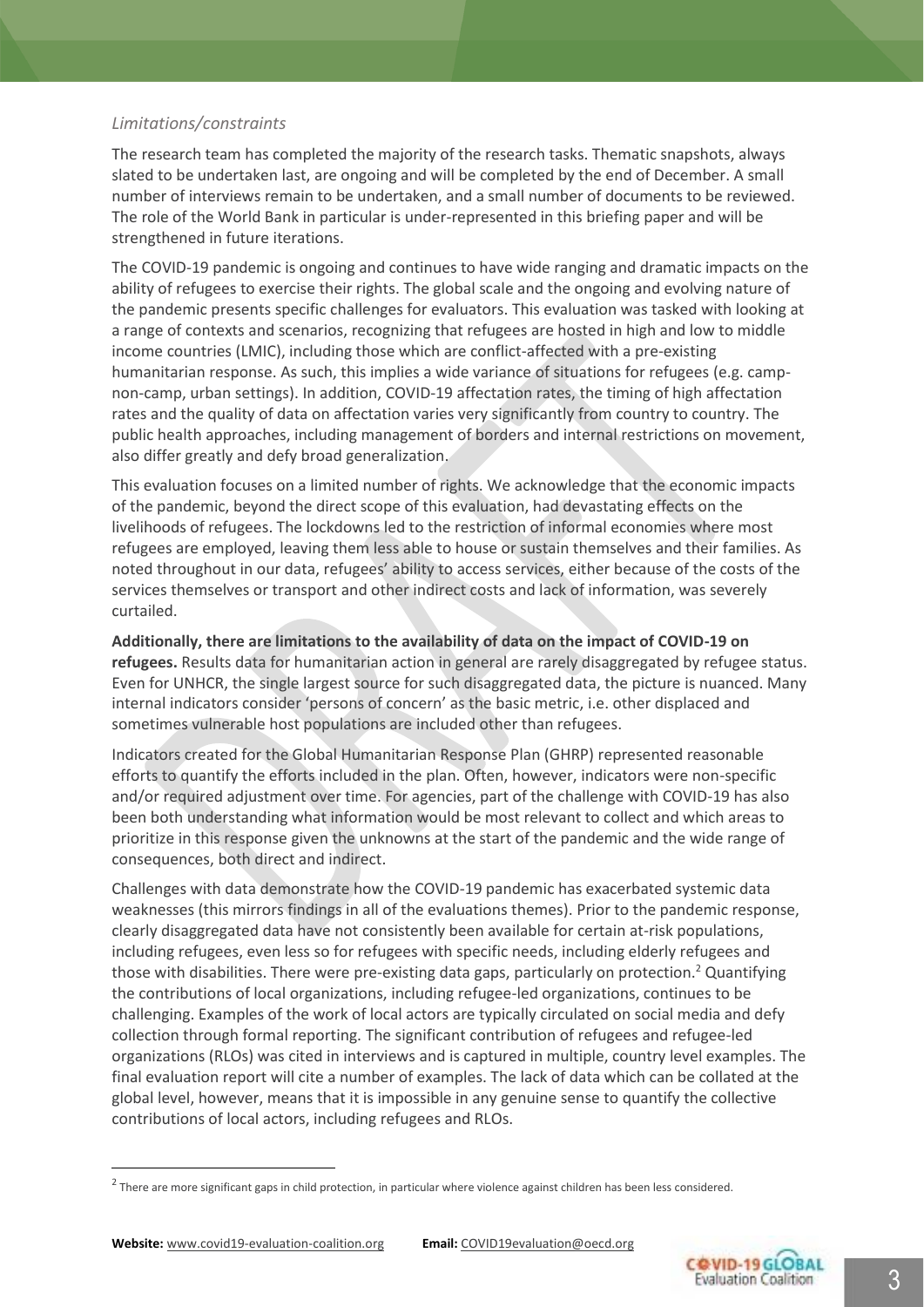*Limitations/constraints*

The research team has completed the majority of the research tasks. Thematic snapshots, always slated to be undertaken last, are ongoing and will be completed by the end of December. A small number of interviews remain to be undertaken, and a small number of documents to be reviewed. The role of the World Bank in particular is under-represented in this briefing paper and will be strengthened in future iterations.

The COVID-19 pandemic is ongoing and continues to have wide ranging and dramatic impacts on the ability of refugees to exercise their rights. The global scale and the ongoing and evolving nature of the pandemic presents specific challenges for evaluators. This evaluation was tasked with looking at a range of contexts and scenarios, recognizing that refugees are hosted in high and low to middle income countries (LMIC), including those which are conflict-affected with a pre-existing humanitarian response. As such, this implies a wide variance of situations for refugees (e.g. camp-non-camp, urban settings). In addition, COVID-19 affectation rates, the timing of high affectation rates and the quality of data on affectation varies very significantly from country to country. The public health approaches, including management of borders and internal restrictions on movement, also differ greatly and defy broad generalization.

This evaluation focuses on a limited number of rights. We acknowledge that the economic impacts of the pandemic, beyond the direct scope of this evaluation, had devastating effects on the livelihoods of refugees. The lockdowns led to the restriction of informal economies where most refugees are employed, leaving them less able to house or sustain themselves and their families. As noted throughout in our data, refugees' ability to access services, either because of the costs of the services themselves or transport and other indirect costs and lack of information, was severely curtailed.

**Additionally, there are limitations to the availability of data on the impact of COVID-19 on refugees.** Results data for humanitarian action in general are rarely disaggregated by refugee status. Even for UNHCR, the single largest source for such disaggregated data, the picture is nuanced. Many internal indicators consider 'persons of concern' as the basic metric, i.e. other displaced and sometimes vulnerable host populations are included other than refugees.

Indicators created for the Global Humanitarian Response Plan (GHRP) represented reasonable efforts to quantify the efforts included in the plan. Often, however, indicators were non-specific and/or required adjustment over time. For agencies, part of the challenge with COVID-19 has also been both understanding what information would be most relevant to collect and which areas to prioritize in this response given the unknowns at the start of the pandemic and the wide range of consequences, both direct and indirect.

Challenges with data demonstrate how the COVID-19 pandemic has exacerbated systemic data weaknesses (this mirrors findings in all of the evaluations themes). Prior to the pandemic response, clearly disaggregated data have not consistently been available for certain at-risk populations, including refugees, even less so for refugees with specific needs, including elderly refugees and those with disabilities. There were pre-existing data gaps, particularly on protection.[2] Quantifying the contributions of local organizations, including refugee-led organizations, continues to be challenging. Examples of the work of local actors are typically circulated on social media and defy collection through formal reporting. The significant contribution of refugees and refugee-led organizations (RLOs) was cited in interviews and is captured in multiple, country level examples. The final evaluation report will cite a number of examples. The lack of data which can be collated at the global level, however, means that it is impossible in any genuine sense to quantify the collective contributions of local actors, including refugees and RLOs.

---

[2] There are more significant gaps in child protection, in particular where violence against children has been less considered.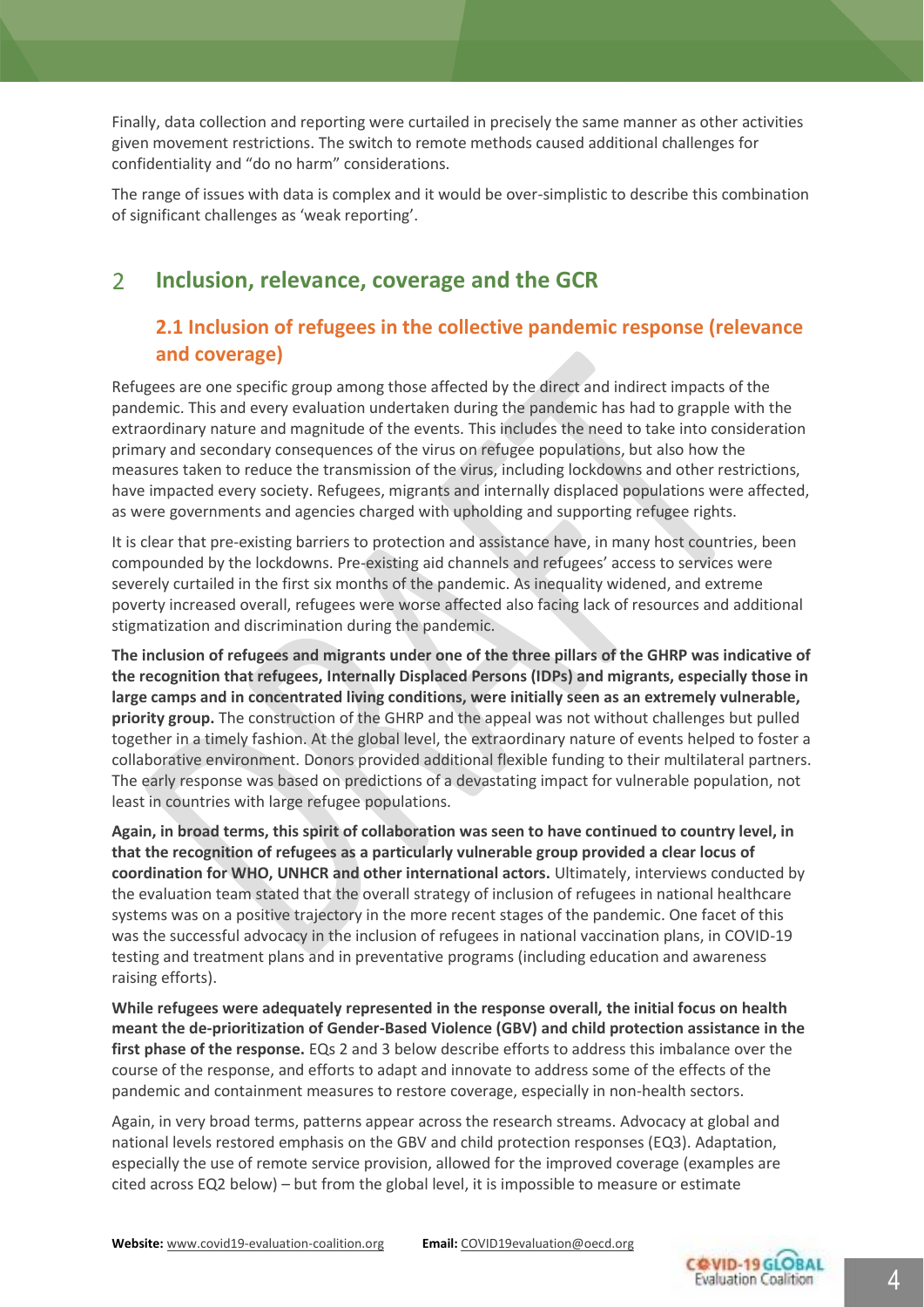Finally, data collection and reporting were curtailed in precisely the same manner as other activities given movement restrictions. The switch to remote methods caused additional challenges for confidentiality and "do no harm" considerations.

The range of issues with data is complex and it would be over-simplistic to describe this combination of significant challenges as 'weak reporting'.

# 2 Inclusion, relevance, coverage and the GCR

## 2.1 Inclusion of refugees in the collective pandemic response (relevance and coverage)

Refugees are one specific group among those affected by the direct and indirect impacts of the pandemic. This and every evaluation undertaken during the pandemic has had to grapple with the extraordinary nature and magnitude of the events. This includes the need to take into consideration primary and secondary consequences of the virus on refugee populations, but also how the measures taken to reduce the transmission of the virus, including lockdowns and other restrictions, have impacted every society. Refugees, migrants and internally displaced populations were affected, as were governments and agencies charged with upholding and supporting refugee rights.

It is clear that pre-existing barriers to protection and assistance have, in many host countries, been compounded by the lockdowns. Pre-existing aid channels and refugees' access to services were severely curtailed in the first six months of the pandemic. As inequality widened, and extreme poverty increased overall, refugees were worse affected also facing lack of resources and additional stigmatization and discrimination during the pandemic.

**The inclusion of refugees and migrants under one of the three pillars of the GHRP was indicative of the recognition that refugees, Internally Displaced Persons (IDPs) and migrants, especially those in large camps and in concentrated living conditions, were initially seen as an extremely vulnerable, priority group.** The construction of the GHRP and the appeal was not without challenges but pulled together in a timely fashion. At the global level, the extraordinary nature of events helped to foster a collaborative environment. Donors provided additional flexible funding to their multilateral partners. The early response was based on predictions of a devastating impact for vulnerable population, not least in countries with large refugee populations.

**Again, in broad terms, this spirit of collaboration was seen to have continued to country level, in that the recognition of refugees as a particularly vulnerable group provided a clear locus of coordination for WHO, UNHCR and other international actors.** Ultimately, interviews conducted by the evaluation team stated that the overall strategy of inclusion of refugees in national healthcare systems was on a positive trajectory in the more recent stages of the pandemic. One facet of this was the successful advocacy in the inclusion of refugees in national vaccination plans, in COVID-19 testing and treatment plans and in preventative programs (including education and awareness raising efforts).

**While refugees were adequately represented in the response overall, the initial focus on health meant the de-prioritization of Gender-Based Violence (GBV) and child protection assistance in the first phase of the response.** EQs 2 and 3 below describe efforts to address this imbalance over the course of the response, and efforts to adapt and innovate to address some of the effects of the pandemic and containment measures to restore coverage, especially in non-health sectors.

Again, in very broad terms, patterns appear across the research streams. Advocacy at global and national levels restored emphasis on the GBV and child protection responses (EQ3). Adaptation, especially the use of remote service provision, allowed for the improved coverage (examples are cited across EQ2 below) – but from the global level, it is impossible to measure or estimate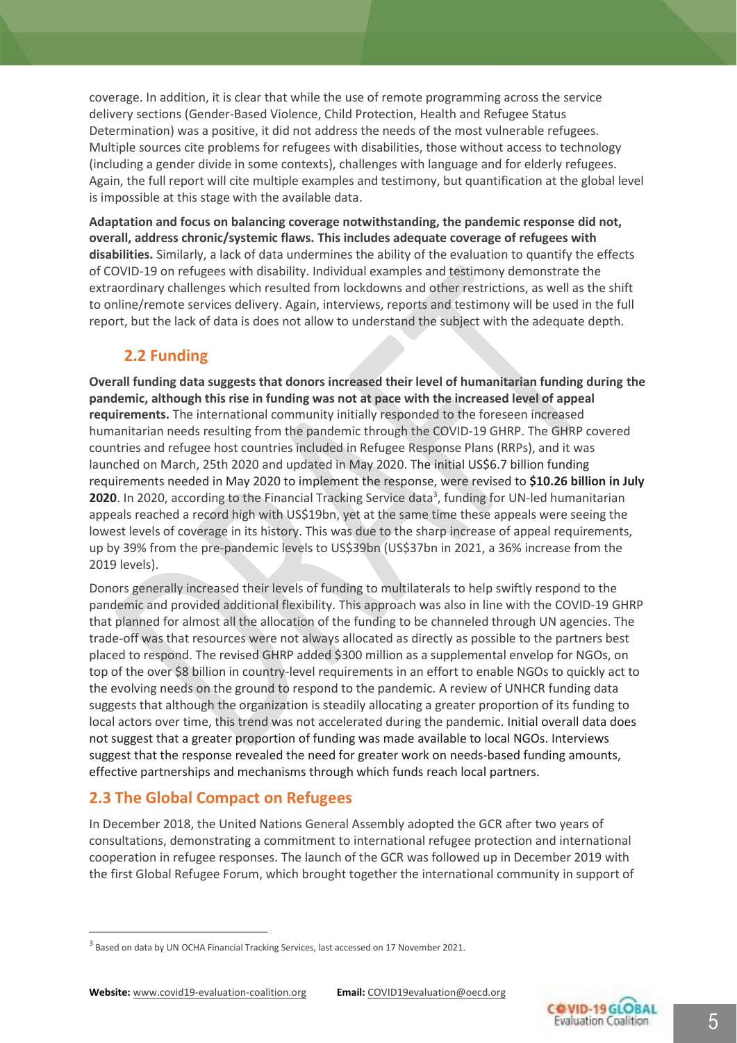coverage. In addition, it is clear that while the use of remote programming across the service delivery sections (Gender-Based Violence, Child Protection, Health and Refugee Status Determination) was a positive, it did not address the needs of the most vulnerable refugees. Multiple sources cite problems for refugees with disabilities, those without access to technology (including a gender divide in some contexts), challenges with language and for elderly refugees. Again, the full report will cite multiple examples and testimony, but quantification at the global level is impossible at this stage with the available data.

**Adaptation and focus on balancing coverage notwithstanding, the pandemic response did not, overall, address chronic/systemic flaws. This includes adequate coverage of refugees with disabilities.** Similarly, a lack of data undermines the ability of the evaluation to quantify the effects of COVID-19 on refugees with disability. Individual examples and testimony demonstrate the extraordinary challenges which resulted from lockdowns and other restrictions, as well as the shift to online/remote services delivery. Again, interviews, reports and testimony will be used in the full report, but the lack of data is does not allow to understand the subject with the adequate depth.

## 2.2 Funding

**Overall funding data suggests that donors increased their level of humanitarian funding during the pandemic, although this rise in funding was not at pace with the increased level of appeal requirements.** The international community initially responded to the foreseen increased humanitarian needs resulting from the pandemic through the COVID-19 GHRP. The GHRP covered countries and refugee host countries included in Refugee Response Plans (RRPs), and it was launched on March, 25th 2020 and updated in May 2020. The initial US$6.7 billion funding requirements needed in May 2020 to implement the response, were revised to **$10.26 billion in July 2020**. In 2020, according to the Financial Tracking Service data[3], funding for UN-led humanitarian appeals reached a record high with US$19bn, yet at the same time these appeals were seeing the lowest levels of coverage in its history. This was due to the sharp increase of appeal requirements, up by 39% from the pre-pandemic levels to US$39bn (US$37bn in 2021, a 36% increase from the 2019 levels).

Donors generally increased their levels of funding to multilaterals to help swiftly respond to the pandemic and provided additional flexibility. This approach was also in line with the COVID-19 GHRP that planned for almost all the allocation of the funding to be channeled through UN agencies. The trade-off was that resources were not always allocated as directly as possible to the partners best placed to respond. The revised GHRP added $300 million as a supplemental envelop for NGOs, on top of the over $8 billion in country-level requirements in an effort to enable NGOs to quickly act to the evolving needs on the ground to respond to the pandemic. A review of UNHCR funding data suggests that although the organization is steadily allocating a greater proportion of its funding to local actors over time, this trend was not accelerated during the pandemic. Initial overall data does not suggest that a greater proportion of funding was made available to local NGOs. Interviews suggest that the response revealed the need for greater work on needs-based funding amounts, effective partnerships and mechanisms through which funds reach local partners.

## 2.3 The Global Compact on Refugees

In December 2018, the United Nations General Assembly adopted the GCR after two years of consultations, demonstrating a commitment to international refugee protection and international cooperation in refugee responses. The launch of the GCR was followed up in December 2019 with the first Global Refugee Forum, which brought together the international community in support of

---

[3] Based on data by UN OCHA Financial Tracking Services, last accessed on 17 November 2021.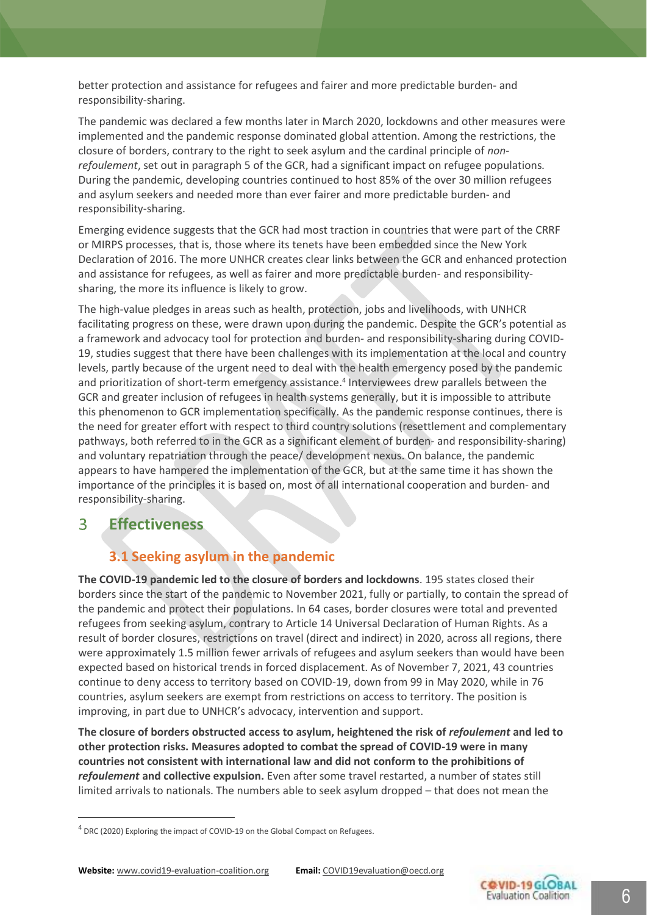better protection and assistance for refugees and fairer and more predictable burden- and responsibility-sharing.

The pandemic was declared a few months later in March 2020, lockdowns and other measures were implemented and the pandemic response dominated global attention. Among the restrictions, the closure of borders, contrary to the right to seek asylum and the cardinal principle of *non-refoulement*, set out in paragraph 5 of the GCR, had a significant impact on refugee populations. During the pandemic, developing countries continued to host 85% of the over 30 million refugees and asylum seekers and needed more than ever fairer and more predictable burden- and responsibility-sharing.

Emerging evidence suggests that the GCR had most traction in countries that were part of the CRRF or MIRPS processes, that is, those where its tenets have been embedded since the New York Declaration of 2016. The more UNHCR creates clear links between the GCR and enhanced protection and assistance for refugees, as well as fairer and more predictable burden- and responsibility-sharing, the more its influence is likely to grow.

The high-value pledges in areas such as health, protection, jobs and livelihoods, with UNHCR facilitating progress on these, were drawn upon during the pandemic. Despite the GCR's potential as a framework and advocacy tool for protection and burden- and responsibility-sharing during COVID-19, studies suggest that there have been challenges with its implementation at the local and country levels, partly because of the urgent need to deal with the health emergency posed by the pandemic and prioritization of short-term emergency assistance.[4] Interviewees drew parallels between the GCR and greater inclusion of refugees in health systems generally, but it is impossible to attribute this phenomenon to GCR implementation specifically. As the pandemic response continues, there is the need for greater effort with respect to third country solutions (resettlement and complementary pathways, both referred to in the GCR as a significant element of burden- and responsibility-sharing) and voluntary repatriation through the peace/ development nexus. On balance, the pandemic appears to have hampered the implementation of the GCR, but at the same time it has shown the importance of the principles it is based on, most of all international cooperation and burden- and responsibility-sharing.

# 3 Effectiveness

## 3.1 Seeking asylum in the pandemic

**The COVID-19 pandemic led to the closure of borders and lockdowns**. 195 states closed their borders since the start of the pandemic to November 2021, fully or partially, to contain the spread of the pandemic and protect their populations. In 64 cases, border closures were total and prevented refugees from seeking asylum, contrary to Article 14 Universal Declaration of Human Rights. As a result of border closures, restrictions on travel (direct and indirect) in 2020, across all regions, there were approximately 1.5 million fewer arrivals of refugees and asylum seekers than would have been expected based on historical trends in forced displacement. As of November 7, 2021, 43 countries continue to deny access to territory based on COVID-19, down from 99 in May 2020, while in 76 countries, asylum seekers are exempt from restrictions on access to territory. The position is improving, in part due to UNHCR's advocacy, intervention and support.

**The closure of borders obstructed access to asylum, heightened the risk of *refoulement* and led to other protection risks. Measures adopted to combat the spread of COVID-19 were in many countries not consistent with international law and did not conform to the prohibitions of *refoulement* and collective expulsion.** Even after some travel restarted, a number of states still limited arrivals to nationals. The numbers able to seek asylum dropped – that does not mean the

[4] DRC (2020) Exploring the impact of COVID-19 on the Global Compact on Refugees.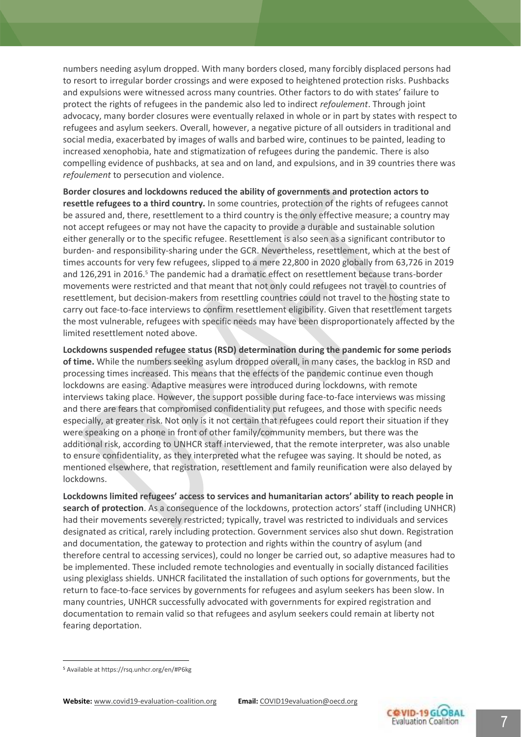numbers needing asylum dropped. With many borders closed, many forcibly displaced persons had to resort to irregular border crossings and were exposed to heightened protection risks. Pushbacks and expulsions were witnessed across many countries. Other factors to do with states' failure to protect the rights of refugees in the pandemic also led to indirect *refoulement*. Through joint advocacy, many border closures were eventually relaxed in whole or in part by states with respect to refugees and asylum seekers. Overall, however, a negative picture of all outsiders in traditional and social media, exacerbated by images of walls and barbed wire, continues to be painted, leading to increased xenophobia, hate and stigmatization of refugees during the pandemic. There is also compelling evidence of pushbacks, at sea and on land, and expulsions, and in 39 countries there was *refoulement* to persecution and violence.

**Border closures and lockdowns reduced the ability of governments and protection actors to resettle refugees to a third country.** In some countries, protection of the rights of refugees cannot be assured and, there, resettlement to a third country is the only effective measure; a country may not accept refugees or may not have the capacity to provide a durable and sustainable solution either generally or to the specific refugee. Resettlement is also seen as a significant contributor to burden- and responsibility-sharing under the GCR. Nevertheless, resettlement, which at the best of times accounts for very few refugees, slipped to a mere 22,800 in 2020 globally from 63,726 in 2019 and 126,291 in 2016.[5] The pandemic had a dramatic effect on resettlement because trans-border movements were restricted and that meant that not only could refugees not travel to countries of resettlement, but decision-makers from resettling countries could not travel to the hosting state to carry out face-to-face interviews to confirm resettlement eligibility. Given that resettlement targets the most vulnerable, refugees with specific needs may have been disproportionately affected by the limited resettlement noted above.

**Lockdowns suspended refugee status (RSD) determination during the pandemic for some periods of time.** While the numbers seeking asylum dropped overall, in many cases, the backlog in RSD and processing times increased. This means that the effects of the pandemic continue even though lockdowns are easing. Adaptive measures were introduced during lockdowns, with remote interviews taking place. However, the support possible during face-to-face interviews was missing and there are fears that compromised confidentiality put refugees, and those with specific needs especially, at greater risk. Not only is it not certain that refugees could report their situation if they were speaking on a phone in front of other family/community members, but there was the additional risk, according to UNHCR staff interviewed, that the remote interpreter, was also unable to ensure confidentiality, as they interpreted what the refugee was saying. It should be noted, as mentioned elsewhere, that registration, resettlement and family reunification were also delayed by lockdowns.

**Lockdowns limited refugees' access to services and humanitarian actors' ability to reach people in search of protection**. As a consequence of the lockdowns, protection actors' staff (including UNHCR) had their movements severely restricted; typically, travel was restricted to individuals and services designated as critical, rarely including protection. Government services also shut down. Registration and documentation, the gateway to protection and rights within the country of asylum (and therefore central to accessing services), could no longer be carried out, so adaptive measures had to be implemented. These included remote technologies and eventually in socially distanced facilities using plexiglass shields. UNHCR facilitated the installation of such options for governments, but the return to face-to-face services by governments for refugees and asylum seekers has been slow. In many countries, UNHCR successfully advocated with governments for expired registration and documentation to remain valid so that refugees and asylum seekers could remain at liberty not fearing deportation.

[5] Available at https://rsq.unhcr.org/en/#P6kg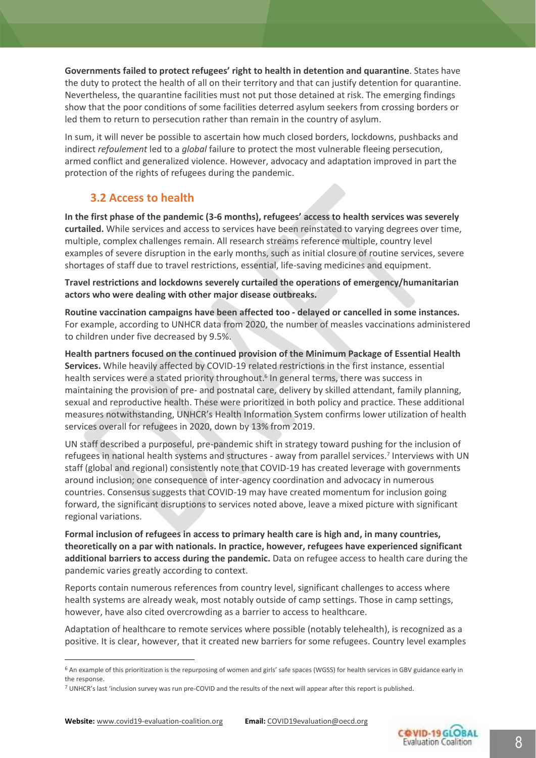**Governments failed to protect refugees' right to health in detention and quarantine**. States have the duty to protect the health of all on their territory and that can justify detention for quarantine. Nevertheless, the quarantine facilities must not put those detained at risk. The emerging findings show that the poor conditions of some facilities deterred asylum seekers from crossing borders or led them to return to persecution rather than remain in the country of asylum.

In sum, it will never be possible to ascertain how much closed borders, lockdowns, pushbacks and indirect *refoulement* led to a *global* failure to protect the most vulnerable fleeing persecution, armed conflict and generalized violence. However, advocacy and adaptation improved in part the protection of the rights of refugees during the pandemic.

### 3.2 Access to health

**In the first phase of the pandemic (3-6 months), refugees' access to health services was severely curtailed.** While services and access to services have been reinstated to varying degrees over time, multiple, complex challenges remain. All research streams reference multiple, country level examples of severe disruption in the early months, such as initial closure of routine services, severe shortages of staff due to travel restrictions, essential, life-saving medicines and equipment.

**Travel restrictions and lockdowns severely curtailed the operations of emergency/humanitarian actors who were dealing with other major disease outbreaks.**

**Routine vaccination campaigns have been affected too - delayed or cancelled in some instances.** For example, according to UNHCR data from 2020, the number of measles vaccinations administered to children under five decreased by 9.5%.

**Health partners focused on the continued provision of the Minimum Package of Essential Health Services.** While heavily affected by COVID-19 related restrictions in the first instance, essential health services were a stated priority throughout.[6] In general terms, there was success in maintaining the provision of pre- and postnatal care, delivery by skilled attendant, family planning, sexual and reproductive health. These were prioritized in both policy and practice. These additional measures notwithstanding, UNHCR's Health Information System confirms lower utilization of health services overall for refugees in 2020, down by 13% from 2019.

UN staff described a purposeful, pre-pandemic shift in strategy toward pushing for the inclusion of refugees in national health systems and structures - away from parallel services.[7] Interviews with UN staff (global and regional) consistently note that COVID-19 has created leverage with governments around inclusion; one consequence of inter-agency coordination and advocacy in numerous countries. Consensus suggests that COVID-19 may have created momentum for inclusion going forward, the significant disruptions to services noted above, leave a mixed picture with significant regional variations.

**Formal inclusion of refugees in access to primary health care is high and, in many countries, theoretically on a par with nationals. In practice, however, refugees have experienced significant additional barriers to access during the pandemic.** Data on refugee access to health care during the pandemic varies greatly according to context.

Reports contain numerous references from country level, significant challenges to access where health systems are already weak, most notably outside of camp settings. Those in camp settings, however, have also cited overcrowding as a barrier to access to healthcare.

Adaptation of healthcare to remote services where possible (notably telehealth), is recognized as a positive. It is clear, however, that it created new barriers for some refugees. Country level examples

---

[6] An example of this prioritization is the repurposing of women and girls' safe spaces (WGSS) for health services in GBV guidance early in the response.

[7] UNHCR's last 'inclusion survey was run pre-COVID and the results of the next will appear after this report is published.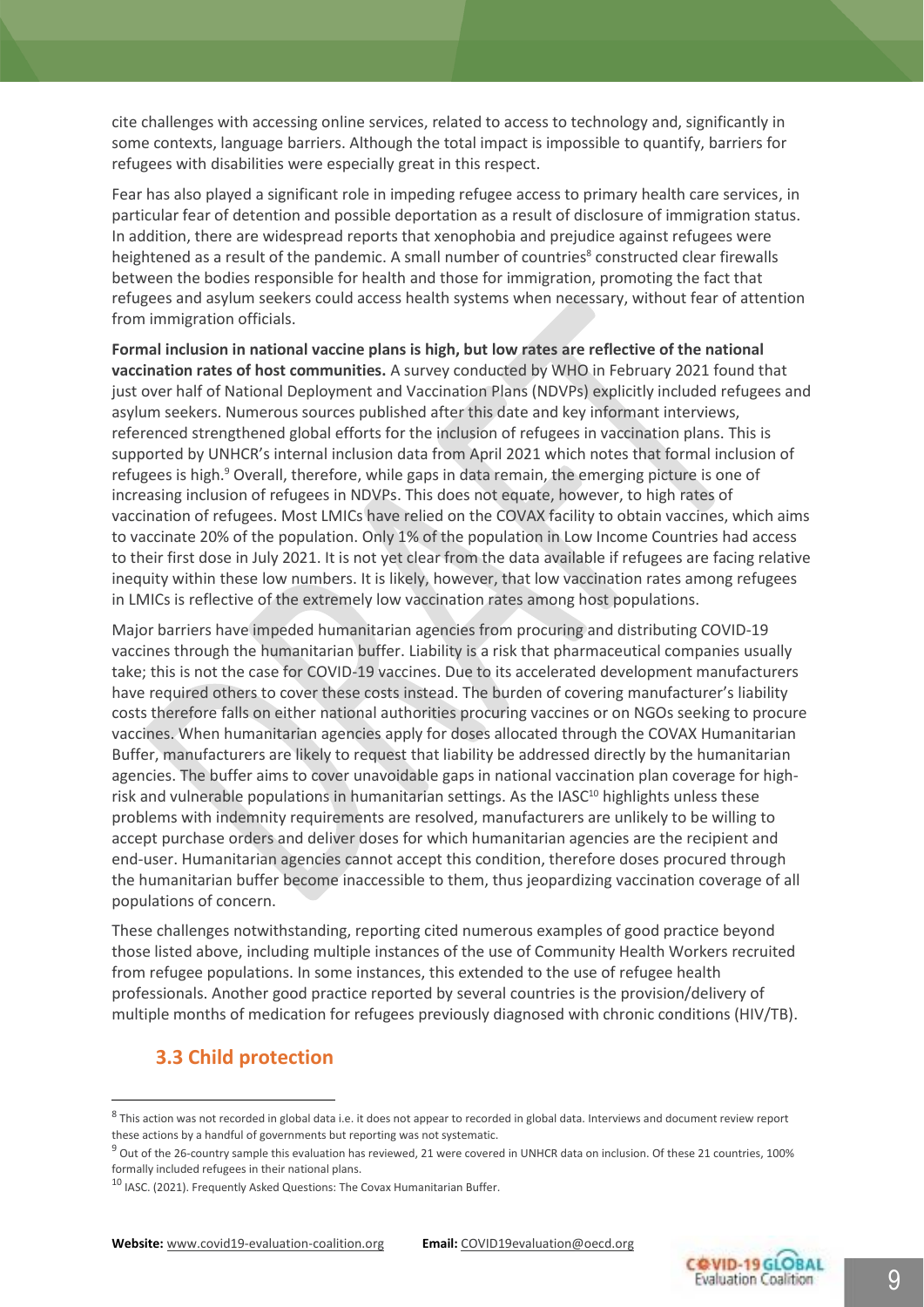cite challenges with accessing online services, related to access to technology and, significantly in some contexts, language barriers. Although the total impact is impossible to quantify, barriers for refugees with disabilities were especially great in this respect.

Fear has also played a significant role in impeding refugee access to primary health care services, in particular fear of detention and possible deportation as a result of disclosure of immigration status. In addition, there are widespread reports that xenophobia and prejudice against refugees were heightened as a result of the pandemic. A small number of countries[8] constructed clear firewalls between the bodies responsible for health and those for immigration, promoting the fact that refugees and asylum seekers could access health systems when necessary, without fear of attention from immigration officials.

**Formal inclusion in national vaccine plans is high, but low rates are reflective of the national vaccination rates of host communities.** A survey conducted by WHO in February 2021 found that just over half of National Deployment and Vaccination Plans (NDVPs) explicitly included refugees and asylum seekers. Numerous sources published after this date and key informant interviews, referenced strengthened global efforts for the inclusion of refugees in vaccination plans. This is supported by UNHCR's internal inclusion data from April 2021 which notes that formal inclusion of refugees is high.[9] Overall, therefore, while gaps in data remain, the emerging picture is one of increasing inclusion of refugees in NDVPs. This does not equate, however, to high rates of vaccination of refugees. Most LMICs have relied on the COVAX facility to obtain vaccines, which aims to vaccinate 20% of the population. Only 1% of the population in Low Income Countries had access to their first dose in July 2021. It is not yet clear from the data available if refugees are facing relative inequity within these low numbers. It is likely, however, that low vaccination rates among refugees in LMICs is reflective of the extremely low vaccination rates among host populations.

Major barriers have impeded humanitarian agencies from procuring and distributing COVID-19 vaccines through the humanitarian buffer. Liability is a risk that pharmaceutical companies usually take; this is not the case for COVID-19 vaccines. Due to its accelerated development manufacturers have required others to cover these costs instead. The burden of covering manufacturer's liability costs therefore falls on either national authorities procuring vaccines or on NGOs seeking to procure vaccines. When humanitarian agencies apply for doses allocated through the COVAX Humanitarian Buffer, manufacturers are likely to request that liability be addressed directly by the humanitarian agencies. The buffer aims to cover unavoidable gaps in national vaccination plan coverage for high-risk and vulnerable populations in humanitarian settings. As the IASC[10] highlights unless these problems with indemnity requirements are resolved, manufacturers are unlikely to be willing to accept purchase orders and deliver doses for which humanitarian agencies are the recipient and end-user. Humanitarian agencies cannot accept this condition, therefore doses procured through the humanitarian buffer become inaccessible to them, thus jeopardizing vaccination coverage of all populations of concern.

These challenges notwithstanding, reporting cited numerous examples of good practice beyond those listed above, including multiple instances of the use of Community Health Workers recruited from refugee populations. In some instances, this extended to the use of refugee health professionals. Another good practice reported by several countries is the provision/delivery of multiple months of medication for refugees previously diagnosed with chronic conditions (HIV/TB).

## 3.3 Child protection

---

[8] This action was not recorded in global data i.e. it does not appear to recorded in global data. Interviews and document review report these actions by a handful of governments but reporting was not systematic.

[9] Out of the 26-country sample this evaluation has reviewed, 21 were covered in UNHCR data on inclusion. Of these 21 countries, 100% formally included refugees in their national plans.

[10] IASC. (2021). Frequently Asked Questions: The Covax Humanitarian Buffer.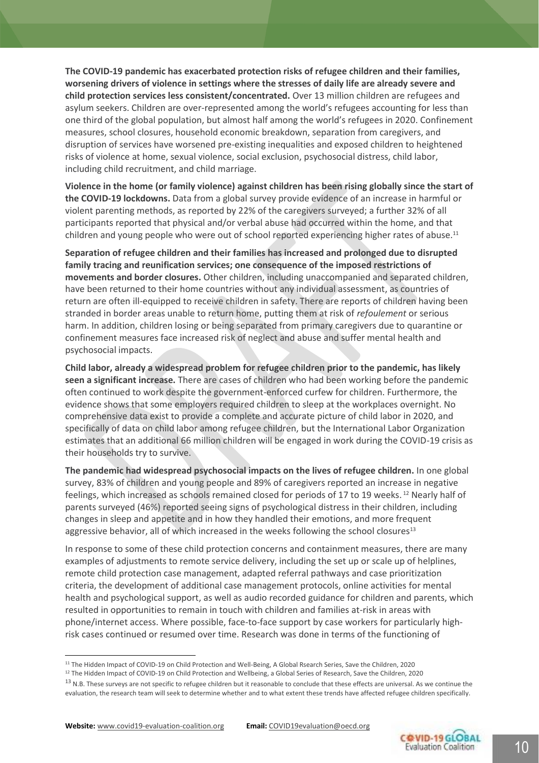**The COVID-19 pandemic has exacerbated protection risks of refugee children and their families, worsening drivers of violence in settings where the stresses of daily life are already severe and child protection services less consistent/concentrated.** Over 13 million children are refugees and asylum seekers. Children are over-represented among the world's refugees accounting for less than one third of the global population, but almost half among the world's refugees in 2020. Confinement measures, school closures, household economic breakdown, separation from caregivers, and disruption of services have worsened pre-existing inequalities and exposed children to heightened risks of violence at home, sexual violence, social exclusion, psychosocial distress, child labor, including child recruitment, and child marriage.

**Violence in the home (or family violence) against children has been rising globally since the start of the COVID-19 lockdowns.** Data from a global survey provide evidence of an increase in harmful or violent parenting methods, as reported by 22% of the caregivers surveyed; a further 32% of all participants reported that physical and/or verbal abuse had occurred within the home, and that children and young people who were out of school reported experiencing higher rates of abuse.[11]

**Separation of refugee children and their families has increased and prolonged due to disrupted family tracing and reunification services; one consequence of the imposed restrictions of movements and border closures.** Other children, including unaccompanied and separated children, have been returned to their home countries without any individual assessment, as countries of return are often ill-equipped to receive children in safety. There are reports of children having been stranded in border areas unable to return home, putting them at risk of *refoulement* or serious harm. In addition, children losing or being separated from primary caregivers due to quarantine or confinement measures face increased risk of neglect and abuse and suffer mental health and psychosocial impacts.

**Child labor, already a widespread problem for refugee children prior to the pandemic, has likely seen a significant increase.** There are cases of children who had been working before the pandemic often continued to work despite the government-enforced curfew for children. Furthermore, the evidence shows that some employers required children to sleep at the workplaces overnight. No comprehensive data exist to provide a complete and accurate picture of child labor in 2020, and specifically of data on child labor among refugee children, but the International Labor Organization estimates that an additional 66 million children will be engaged in work during the COVID-19 crisis as their households try to survive.

**The pandemic had widespread psychosocial impacts on the lives of refugee children.** In one global survey, 83% of children and young people and 89% of caregivers reported an increase in negative feelings, which increased as schools remained closed for periods of 17 to 19 weeks.[12] Nearly half of parents surveyed (46%) reported seeing signs of psychological distress in their children, including changes in sleep and appetite and in how they handled their emotions, and more frequent aggressive behavior, all of which increased in the weeks following the school closures[13]

In response to some of these child protection concerns and containment measures, there are many examples of adjustments to remote service delivery, including the set up or scale up of helplines, remote child protection case management, adapted referral pathways and case prioritization criteria, the development of additional case management protocols, online activities for mental health and psychological support, as well as audio recorded guidance for children and parents, which resulted in opportunities to remain in touch with children and families at-risk in areas with phone/internet access. Where possible, face-to-face support by case workers for particularly high-risk cases continued or resumed over time. Research was done in terms of the functioning of

---

[11] The Hidden Impact of COVID-19 on Child Protection and Well-Being, A Global Rsearch Series, Save the Children, 2020

[12] The Hidden Impact of COVID-19 on Child Protection and Wellbeing, a Global Series of Research, Save the Children, 2020

[13] N.B. These surveys are not specific to refugee children but it reasonable to conclude that these effects are universal. As we continue the evaluation, the research team will seek to determine whether and to what extent these trends have affected refugee children specifically.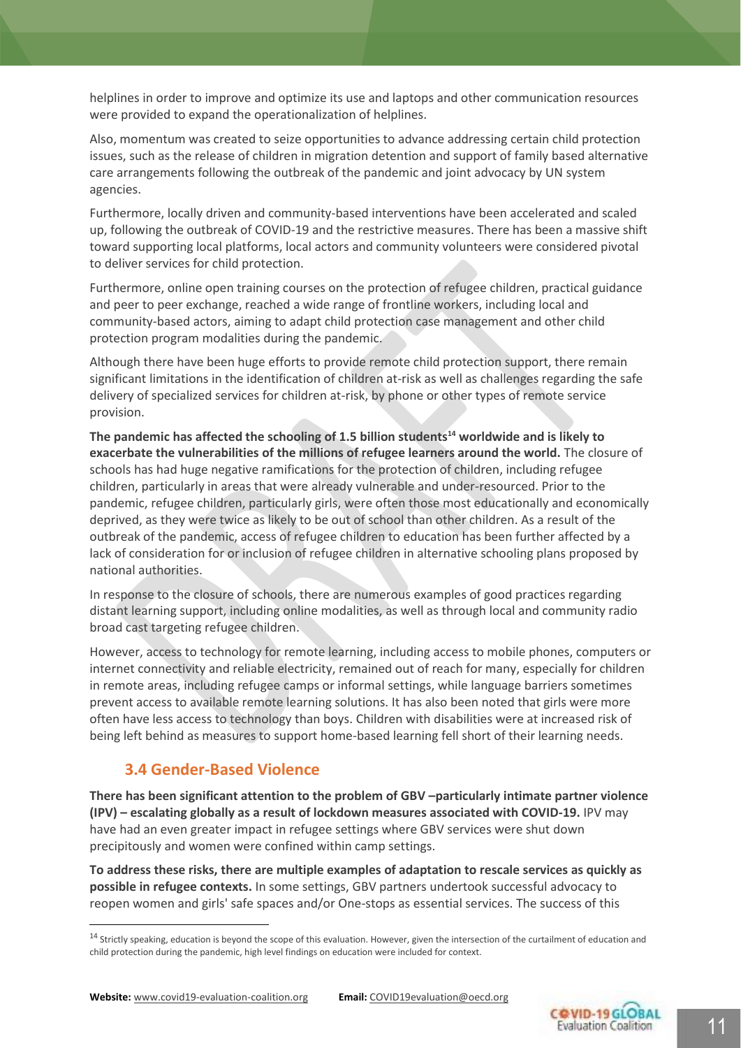helplines in order to improve and optimize its use and laptops and other communication resources were provided to expand the operationalization of helplines.

Also, momentum was created to seize opportunities to advance addressing certain child protection issues, such as the release of children in migration detention and support of family based alternative care arrangements following the outbreak of the pandemic and joint advocacy by UN system agencies.

Furthermore, locally driven and community-based interventions have been accelerated and scaled up, following the outbreak of COVID-19 and the restrictive measures. There has been a massive shift toward supporting local platforms, local actors and community volunteers were considered pivotal to deliver services for child protection.

Furthermore, online open training courses on the protection of refugee children, practical guidance and peer to peer exchange, reached a wide range of frontline workers, including local and community-based actors, aiming to adapt child protection case management and other child protection program modalities during the pandemic.

Although there have been huge efforts to provide remote child protection support, there remain significant limitations in the identification of children at-risk as well as challenges regarding the safe delivery of specialized services for children at-risk, by phone or other types of remote service provision.

**The pandemic has affected the schooling of 1.5 billion students[14] worldwide and is likely to exacerbate the vulnerabilities of the millions of refugee learners around the world.** The closure of schools has had huge negative ramifications for the protection of children, including refugee children, particularly in areas that were already vulnerable and under-resourced. Prior to the pandemic, refugee children, particularly girls, were often those most educationally and economically deprived, as they were twice as likely to be out of school than other children. As a result of the outbreak of the pandemic, access of refugee children to education has been further affected by a lack of consideration for or inclusion of refugee children in alternative schooling plans proposed by national authorities.

In response to the closure of schools, there are numerous examples of good practices regarding distant learning support, including online modalities, as well as through local and community radio broad cast targeting refugee children.

However, access to technology for remote learning, including access to mobile phones, computers or internet connectivity and reliable electricity, remained out of reach for many, especially for children in remote areas, including refugee camps or informal settings, while language barriers sometimes prevent access to available remote learning solutions. It has also been noted that girls were more often have less access to technology than boys. Children with disabilities were at increased risk of being left behind as measures to support home-based learning fell short of their learning needs.

### 3.4 Gender-Based Violence

**There has been significant attention to the problem of GBV –particularly intimate partner violence (IPV) – escalating globally as a result of lockdown measures associated with COVID-19.** IPV may have had an even greater impact in refugee settings where GBV services were shut down precipitously and women were confined within camp settings.

**To address these risks, there are multiple examples of adaptation to rescale services as quickly as possible in refugee contexts.** In some settings, GBV partners undertook successful advocacy to reopen women and girls' safe spaces and/or One-stops as essential services. The success of this

---

[14] Strictly speaking, education is beyond the scope of this evaluation. However, given the intersection of the curtailment of education and child protection during the pandemic, high level findings on education were included for context.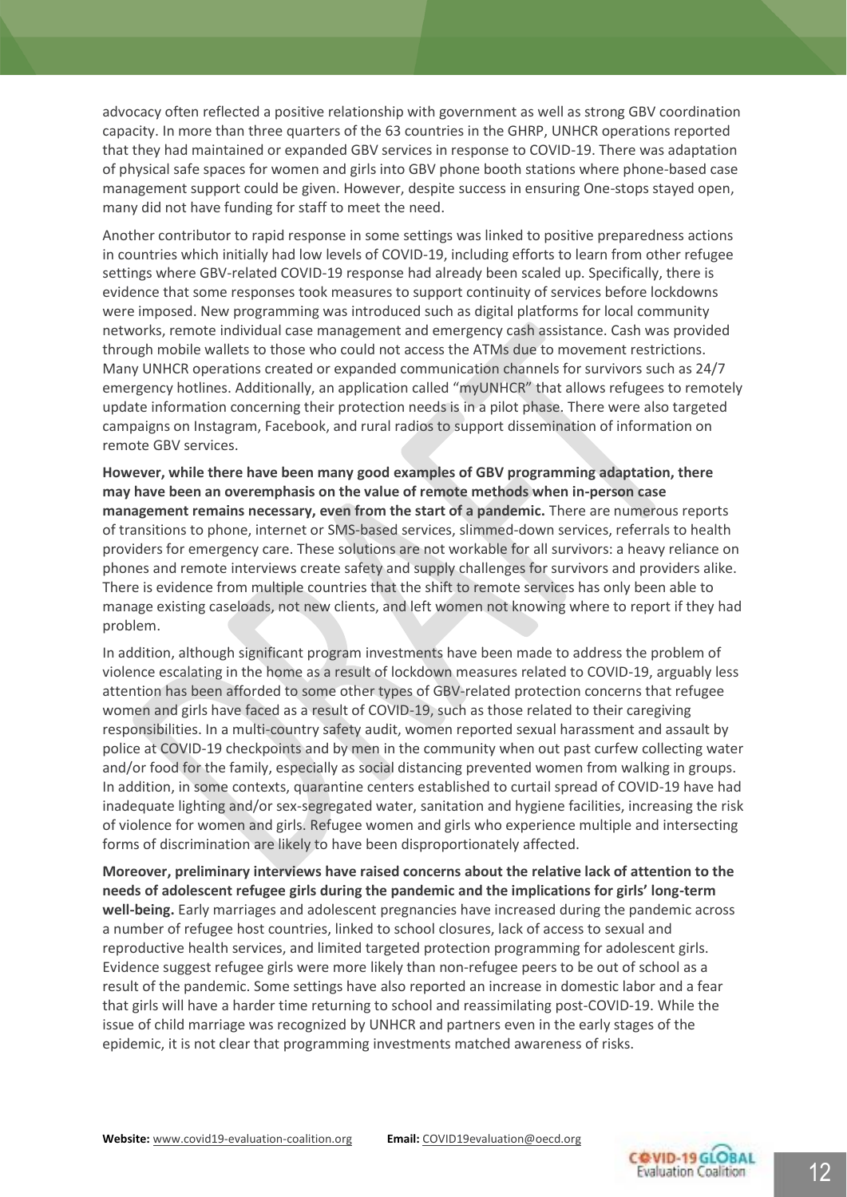advocacy often reflected a positive relationship with government as well as strong GBV coordination capacity. In more than three quarters of the 63 countries in the GHRP, UNHCR operations reported that they had maintained or expanded GBV services in response to COVID-19. There was adaptation of physical safe spaces for women and girls into GBV phone booth stations where phone-based case management support could be given. However, despite success in ensuring One-stops stayed open, many did not have funding for staff to meet the need.

Another contributor to rapid response in some settings was linked to positive preparedness actions in countries which initially had low levels of COVID-19, including efforts to learn from other refugee settings where GBV-related COVID-19 response had already been scaled up. Specifically, there is evidence that some responses took measures to support continuity of services before lockdowns were imposed. New programming was introduced such as digital platforms for local community networks, remote individual case management and emergency cash assistance. Cash was provided through mobile wallets to those who could not access the ATMs due to movement restrictions. Many UNHCR operations created or expanded communication channels for survivors such as 24/7 emergency hotlines. Additionally, an application called "myUNHCR" that allows refugees to remotely update information concerning their protection needs is in a pilot phase. There were also targeted campaigns on Instagram, Facebook, and rural radios to support dissemination of information on remote GBV services.

**However, while there have been many good examples of GBV programming adaptation, there may have been an overemphasis on the value of remote methods when in-person case management remains necessary, even from the start of a pandemic.** There are numerous reports of transitions to phone, internet or SMS-based services, slimmed-down services, referrals to health providers for emergency care. These solutions are not workable for all survivors: a heavy reliance on phones and remote interviews create safety and supply challenges for survivors and providers alike. There is evidence from multiple countries that the shift to remote services has only been able to manage existing caseloads, not new clients, and left women not knowing where to report if they had problem.

In addition, although significant program investments have been made to address the problem of violence escalating in the home as a result of lockdown measures related to COVID-19, arguably less attention has been afforded to some other types of GBV-related protection concerns that refugee women and girls have faced as a result of COVID-19, such as those related to their caregiving responsibilities. In a multi-country safety audit, women reported sexual harassment and assault by police at COVID-19 checkpoints and by men in the community when out past curfew collecting water and/or food for the family, especially as social distancing prevented women from walking in groups. In addition, in some contexts, quarantine centers established to curtail spread of COVID-19 have had inadequate lighting and/or sex-segregated water, sanitation and hygiene facilities, increasing the risk of violence for women and girls. Refugee women and girls who experience multiple and intersecting forms of discrimination are likely to have been disproportionately affected.

**Moreover, preliminary interviews have raised concerns about the relative lack of attention to the needs of adolescent refugee girls during the pandemic and the implications for girls' long-term well-being.** Early marriages and adolescent pregnancies have increased during the pandemic across a number of refugee host countries, linked to school closures, lack of access to sexual and reproductive health services, and limited targeted protection programming for adolescent girls. Evidence suggest refugee girls were more likely than non-refugee peers to be out of school as a result of the pandemic. Some settings have also reported an increase in domestic labor and a fear that girls will have a harder time returning to school and reassimilating post-COVID-19. While the issue of child marriage was recognized by UNHCR and partners even in the early stages of the epidemic, it is not clear that programming investments matched awareness of risks.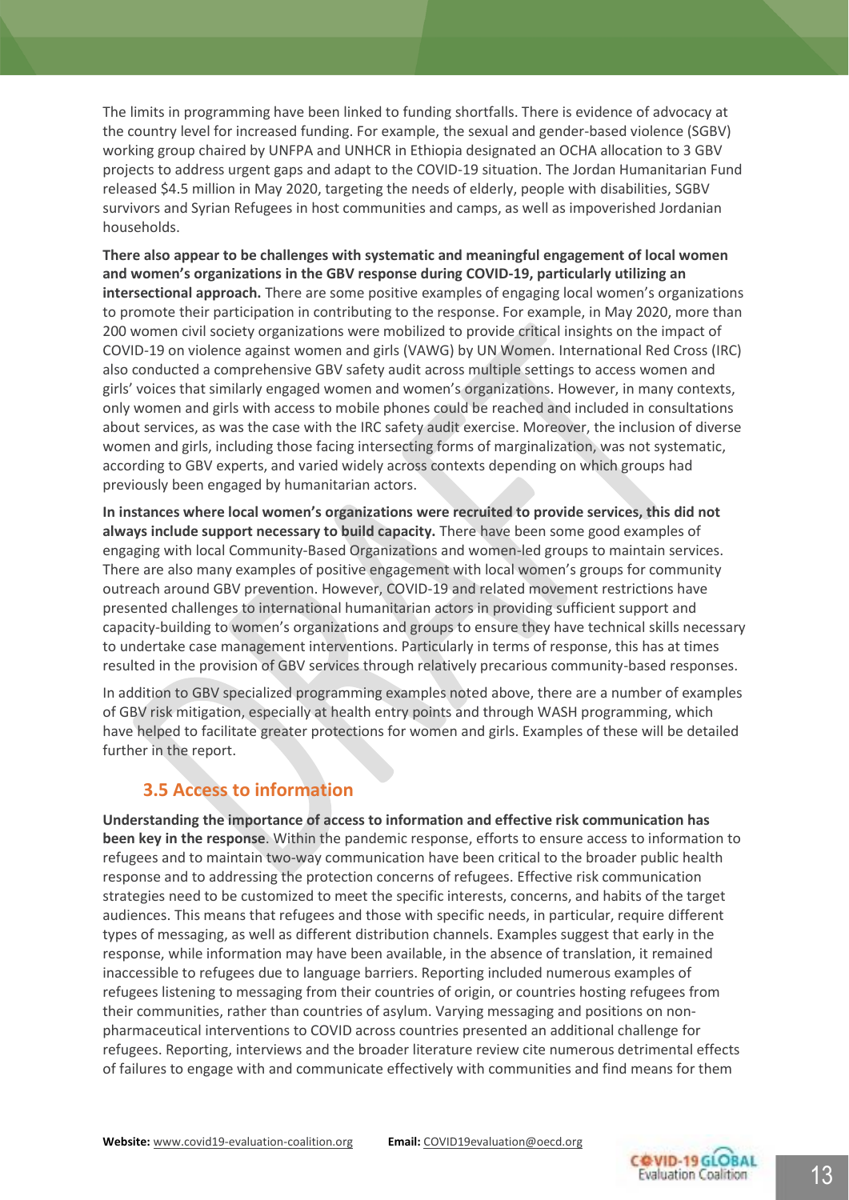The limits in programming have been linked to funding shortfalls. There is evidence of advocacy at the country level for increased funding. For example, the sexual and gender-based violence (SGBV) working group chaired by UNFPA and UNHCR in Ethiopia designated an OCHA allocation to 3 GBV projects to address urgent gaps and adapt to the COVID-19 situation. The Jordan Humanitarian Fund released $4.5 million in May 2020, targeting the needs of elderly, people with disabilities, SGBV survivors and Syrian Refugees in host communities and camps, as well as impoverished Jordanian households.

**There also appear to be challenges with systematic and meaningful engagement of local women and women's organizations in the GBV response during COVID-19, particularly utilizing an intersectional approach.** There are some positive examples of engaging local women's organizations to promote their participation in contributing to the response. For example, in May 2020, more than 200 women civil society organizations were mobilized to provide critical insights on the impact of COVID-19 on violence against women and girls (VAWG) by UN Women. International Red Cross (IRC) also conducted a comprehensive GBV safety audit across multiple settings to access women and girls' voices that similarly engaged women and women's organizations. However, in many contexts, only women and girls with access to mobile phones could be reached and included in consultations about services, as was the case with the IRC safety audit exercise. Moreover, the inclusion of diverse women and girls, including those facing intersecting forms of marginalization, was not systematic, according to GBV experts, and varied widely across contexts depending on which groups had previously been engaged by humanitarian actors.

**In instances where local women's organizations were recruited to provide services, this did not always include support necessary to build capacity.** There have been some good examples of engaging with local Community-Based Organizations and women-led groups to maintain services. There are also many examples of positive engagement with local women's groups for community outreach around GBV prevention. However, COVID-19 and related movement restrictions have presented challenges to international humanitarian actors in providing sufficient support and capacity-building to women's organizations and groups to ensure they have technical skills necessary to undertake case management interventions. Particularly in terms of response, this has at times resulted in the provision of GBV services through relatively precarious community-based responses.

In addition to GBV specialized programming examples noted above, there are a number of examples of GBV risk mitigation, especially at health entry points and through WASH programming, which have helped to facilitate greater protections for women and girls. Examples of these will be detailed further in the report.

## 3.5 Access to information

**Understanding the importance of access to information and effective risk communication has been key in the response**. Within the pandemic response, efforts to ensure access to information to refugees and to maintain two-way communication have been critical to the broader public health response and to addressing the protection concerns of refugees. Effective risk communication strategies need to be customized to meet the specific interests, concerns, and habits of the target audiences. This means that refugees and those with specific needs, in particular, require different types of messaging, as well as different distribution channels. Examples suggest that early in the response, while information may have been available, in the absence of translation, it remained inaccessible to refugees due to language barriers. Reporting included numerous examples of refugees listening to messaging from their countries of origin, or countries hosting refugees from their communities, rather than countries of asylum. Varying messaging and positions on non-pharmaceutical interventions to COVID across countries presented an additional challenge for refugees. Reporting, interviews and the broader literature review cite numerous detrimental effects of failures to engage with and communicate effectively with communities and find means for them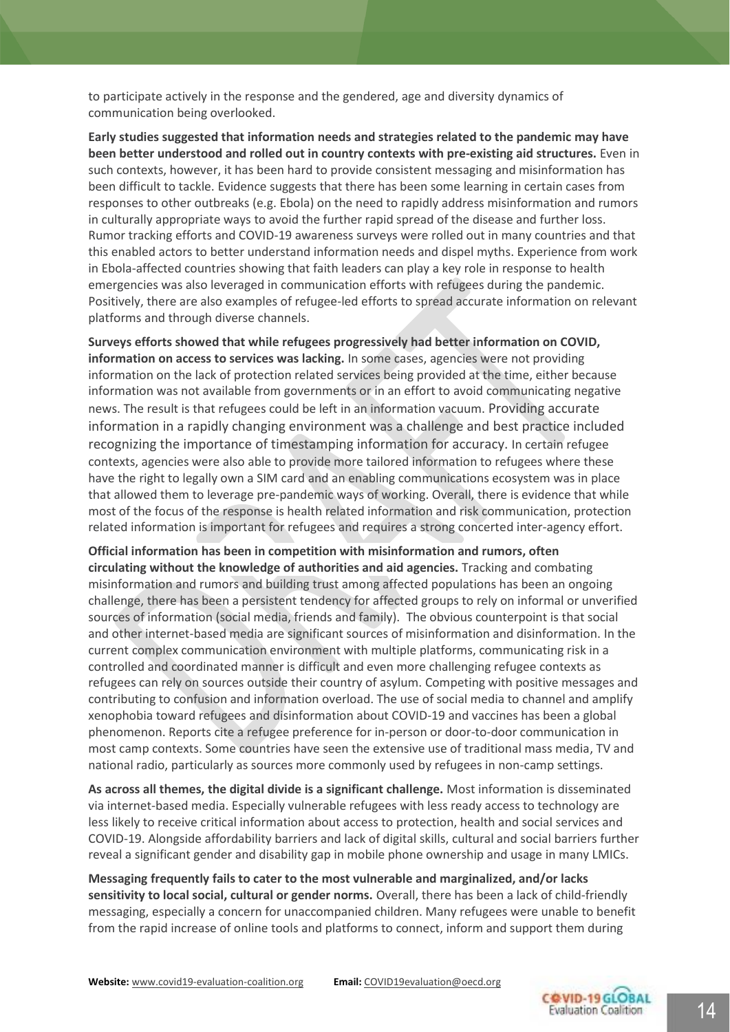to participate actively in the response and the gendered, age and diversity dynamics of communication being overlooked.

**Early studies suggested that information needs and strategies related to the pandemic may have been better understood and rolled out in country contexts with pre-existing aid structures.** Even in such contexts, however, it has been hard to provide consistent messaging and misinformation has been difficult to tackle. Evidence suggests that there has been some learning in certain cases from responses to other outbreaks (e.g. Ebola) on the need to rapidly address misinformation and rumors in culturally appropriate ways to avoid the further rapid spread of the disease and further loss. Rumor tracking efforts and COVID-19 awareness surveys were rolled out in many countries and that this enabled actors to better understand information needs and dispel myths. Experience from work in Ebola-affected countries showing that faith leaders can play a key role in response to health emergencies was also leveraged in communication efforts with refugees during the pandemic. Positively, there are also examples of refugee-led efforts to spread accurate information on relevant platforms and through diverse channels.

**Surveys efforts showed that while refugees progressively had better information on COVID, information on access to services was lacking.** In some cases, agencies were not providing information on the lack of protection related services being provided at the time, either because information was not available from governments or in an effort to avoid communicating negative news. The result is that refugees could be left in an information vacuum. Providing accurate information in a rapidly changing environment was a challenge and best practice included recognizing the importance of timestamping information for accuracy. In certain refugee contexts, agencies were also able to provide more tailored information to refugees where these have the right to legally own a SIM card and an enabling communications ecosystem was in place that allowed them to leverage pre-pandemic ways of working. Overall, there is evidence that while most of the focus of the response is health related information and risk communication, protection related information is important for refugees and requires a strong concerted inter-agency effort.

**Official information has been in competition with misinformation and rumors, often circulating without the knowledge of authorities and aid agencies.** Tracking and combating misinformation and rumors and building trust among affected populations has been an ongoing challenge, there has been a persistent tendency for affected groups to rely on informal or unverified sources of information (social media, friends and family). The obvious counterpoint is that social and other internet-based media are significant sources of misinformation and disinformation. In the current complex communication environment with multiple platforms, communicating risk in a controlled and coordinated manner is difficult and even more challenging refugee contexts as refugees can rely on sources outside their country of asylum. Competing with positive messages and contributing to confusion and information overload. The use of social media to channel and amplify xenophobia toward refugees and disinformation about COVID-19 and vaccines has been a global phenomenon. Reports cite a refugee preference for in-person or door-to-door communication in most camp contexts. Some countries have seen the extensive use of traditional mass media, TV and national radio, particularly as sources more commonly used by refugees in non-camp settings.

**As across all themes, the digital divide is a significant challenge.** Most information is disseminated via internet-based media. Especially vulnerable refugees with less ready access to technology are less likely to receive critical information about access to protection, health and social services and COVID-19. Alongside affordability barriers and lack of digital skills, cultural and social barriers further reveal a significant gender and disability gap in mobile phone ownership and usage in many LMICs.

**Messaging frequently fails to cater to the most vulnerable and marginalized, and/or lacks sensitivity to local social, cultural or gender norms.** Overall, there has been a lack of child-friendly messaging, especially a concern for unaccompanied children. Many refugees were unable to benefit from the rapid increase of online tools and platforms to connect, inform and support them during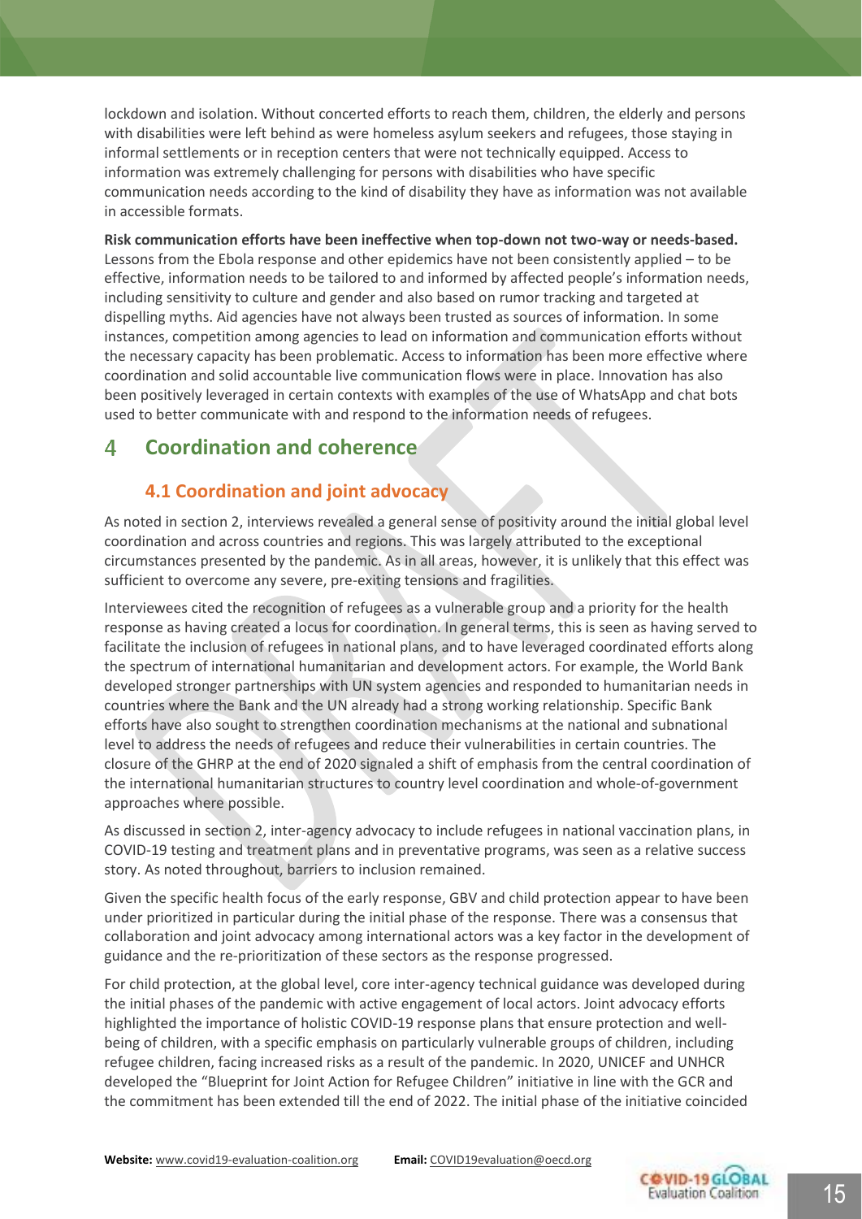lockdown and isolation. Without concerted efforts to reach them, children, the elderly and persons with disabilities were left behind as were homeless asylum seekers and refugees, those staying in informal settlements or in reception centers that were not technically equipped. Access to information was extremely challenging for persons with disabilities who have specific communication needs according to the kind of disability they have as information was not available in accessible formats.

**Risk communication efforts have been ineffective when top-down not two-way or needs-based.** Lessons from the Ebola response and other epidemics have not been consistently applied – to be effective, information needs to be tailored to and informed by affected people's information needs, including sensitivity to culture and gender and also based on rumor tracking and targeted at dispelling myths. Aid agencies have not always been trusted as sources of information. In some instances, competition among agencies to lead on information and communication efforts without the necessary capacity has been problematic. Access to information has been more effective where coordination and solid accountable live communication flows were in place. Innovation has also been positively leveraged in certain contexts with examples of the use of WhatsApp and chat bots used to better communicate with and respond to the information needs of refugees.

# 4 Coordination and coherence

## 4.1 Coordination and joint advocacy

As noted in section 2, interviews revealed a general sense of positivity around the initial global level coordination and across countries and regions. This was largely attributed to the exceptional circumstances presented by the pandemic. As in all areas, however, it is unlikely that this effect was sufficient to overcome any severe, pre-exiting tensions and fragilities.

Interviewees cited the recognition of refugees as a vulnerable group and a priority for the health response as having created a locus for coordination. In general terms, this is seen as having served to facilitate the inclusion of refugees in national plans, and to have leveraged coordinated efforts along the spectrum of international humanitarian and development actors. For example, the World Bank developed stronger partnerships with UN system agencies and responded to humanitarian needs in countries where the Bank and the UN already had a strong working relationship. Specific Bank efforts have also sought to strengthen coordination mechanisms at the national and subnational level to address the needs of refugees and reduce their vulnerabilities in certain countries. The closure of the GHRP at the end of 2020 signaled a shift of emphasis from the central coordination of the international humanitarian structures to country level coordination and whole-of-government approaches where possible.

As discussed in section 2, inter-agency advocacy to include refugees in national vaccination plans, in COVID-19 testing and treatment plans and in preventative programs, was seen as a relative success story. As noted throughout, barriers to inclusion remained.

Given the specific health focus of the early response, GBV and child protection appear to have been under prioritized in particular during the initial phase of the response. There was a consensus that collaboration and joint advocacy among international actors was a key factor in the development of guidance and the re-prioritization of these sectors as the response progressed.

For child protection, at the global level, core inter-agency technical guidance was developed during the initial phases of the pandemic with active engagement of local actors. Joint advocacy efforts highlighted the importance of holistic COVID-19 response plans that ensure protection and well-being of children, with a specific emphasis on particularly vulnerable groups of children, including refugee children, facing increased risks as a result of the pandemic. In 2020, UNICEF and UNHCR developed the "Blueprint for Joint Action for Refugee Children" initiative in line with the GCR and the commitment has been extended till the end of 2022. The initial phase of the initiative coincided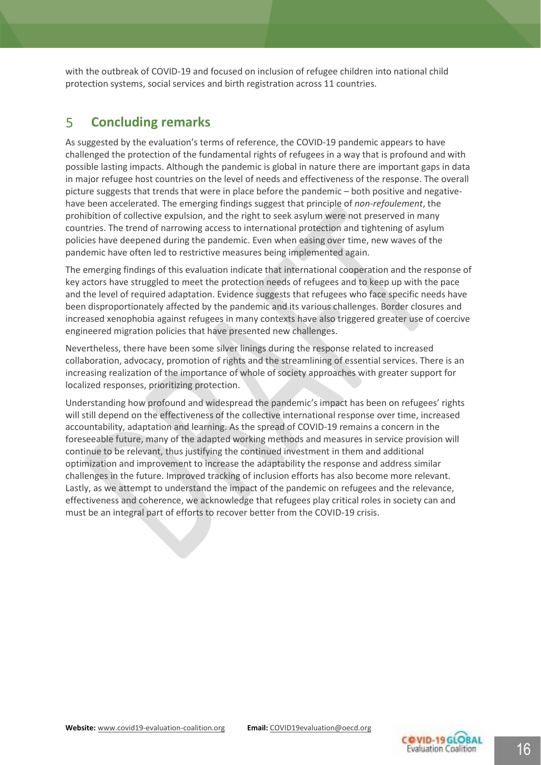with the outbreak of COVID-19 and focused on inclusion of refugee children into national child protection systems, social services and birth registration across 11 countries.

## 5 Concluding remarks

As suggested by the evaluation's terms of reference, the COVID-19 pandemic appears to have challenged the protection of the fundamental rights of refugees in a way that is profound and with possible lasting impacts. Although the pandemic is global in nature there are important gaps in data in major refugee host countries on the level of needs and effectiveness of the response. The overall picture suggests that trends that were in place before the pandemic – both positive and negative-have been accelerated. The emerging findings suggest that principle of *non-refoulement*, the prohibition of collective expulsion, and the right to seek asylum were not preserved in many countries. The trend of narrowing access to international protection and tightening of asylum policies have deepened during the pandemic. Even when easing over time, new waves of the pandemic have often led to restrictive measures being implemented again.

The emerging findings of this evaluation indicate that international cooperation and the response of key actors have struggled to meet the protection needs of refugees and to keep up with the pace and the level of required adaptation. Evidence suggests that refugees who face specific needs have been disproportionately affected by the pandemic and its various challenges. Border closures and increased xenophobia against refugees in many contexts have also triggered greater use of coercive engineered migration policies that have presented new challenges.

Nevertheless, there have been some silver linings during the response related to increased collaboration, advocacy, promotion of rights and the streamlining of essential services. There is an increasing realization of the importance of whole of society approaches with greater support for localized responses, prioritizing protection.

Understanding how profound and widespread the pandemic's impact has been on refugees' rights will still depend on the effectiveness of the collective international response over time, increased accountability, adaptation and learning. As the spread of COVID-19 remains a concern in the foreseeable future, many of the adapted working methods and measures in service provision will continue to be relevant, thus justifying the continued investment in them and additional optimization and improvement to increase the adaptability the response and address similar challenges in the future. Improved tracking of inclusion efforts has also become more relevant. Lastly, as we attempt to understand the impact of the pandemic on refugees and the relevance, effectiveness and coherence, we acknowledge that refugees play critical roles in society can and must be an integral part of efforts to recover better from the COVID-19 crisis.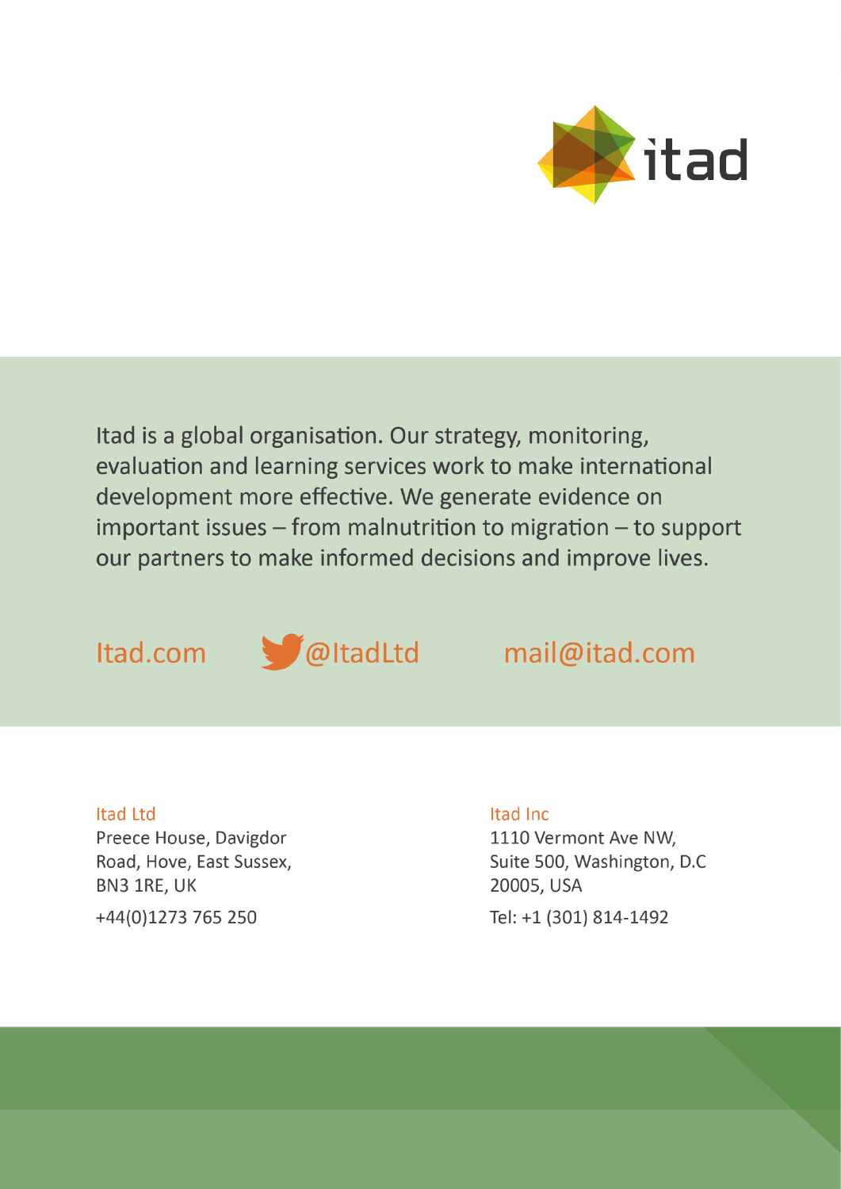itad

Itad is a global organisation. Our strategy, monitoring, evaluation and learning services work to make international development more effective. We generate evidence on important issues – from malnutrition to migration – to support our partners to make informed decisions and improve lives.

Itad.com @ItadLtd mail@itad.com

**Itad Ltd**
Preece House, Davigdor Road, Hove, East Sussex, BN3 1RE, UK
+44(0)1273 765 250

**Itad Inc**
1110 Vermont Ave NW, Suite 500, Washington, D.C 20005, USA
Tel: +1 (301) 814-1492